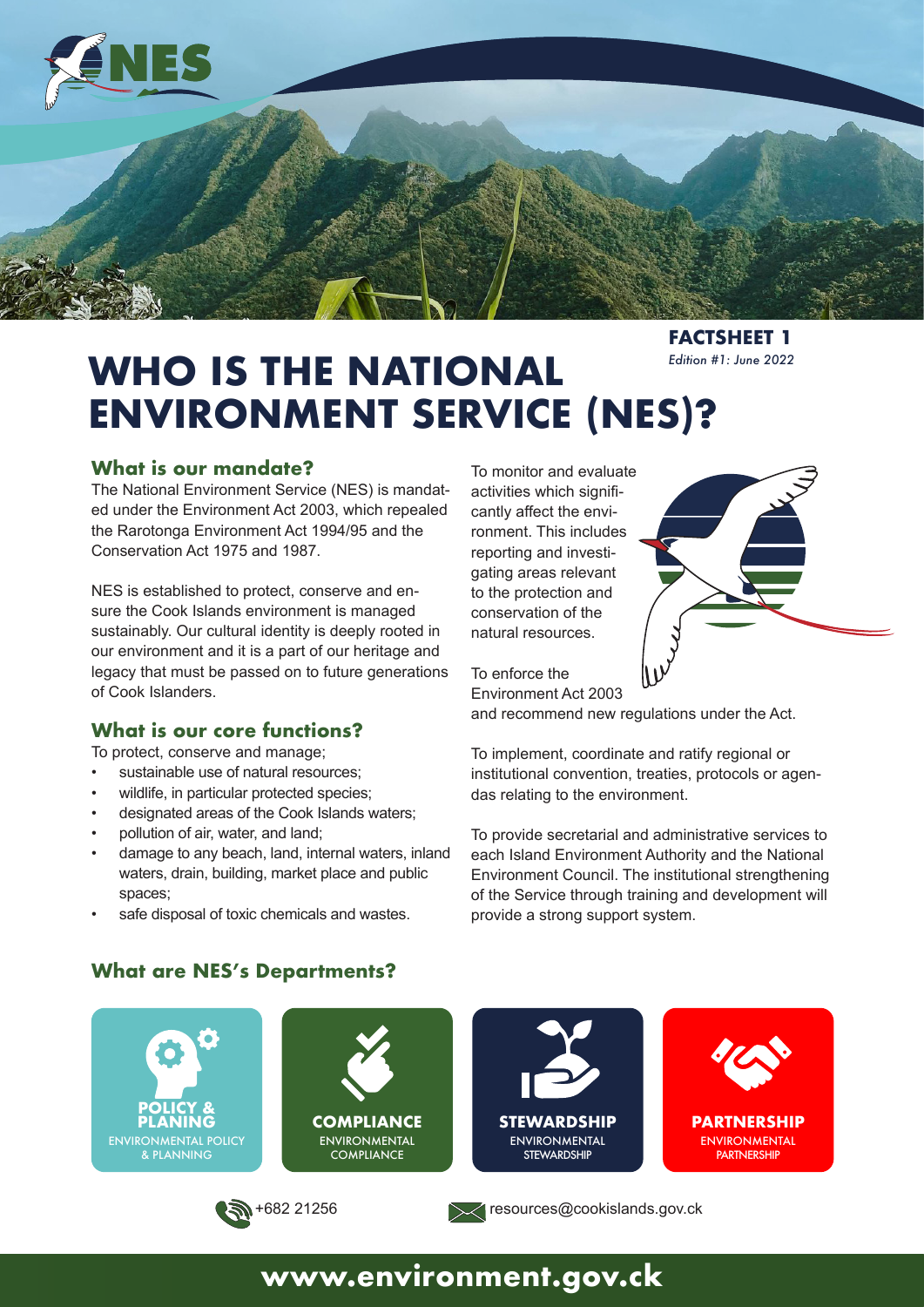FACTSHEET 1

*Edition #1: June 2022*

# WHO IS THE NATIONAL ENVIRONMENT SERVICE (NES)?

## What is our mandate?

The National Environment Service (NES) is mandated under the Environment Act 2003, which repealed the Rarotonga Environment Act 1994/95 and the Conservation Act 1975 and 1987.

NES is established to protect, conserve and ensure the Cook Islands environment is managed sustainably. Our cultural identity is deeply rooted in our environment and it is a part of our heritage and legacy that must be passed on to future generations of Cook Islanders.

## What is our core functions?

To protect, conserve and manage;

- sustainable use of natural resources;
- wildlife, in particular protected species;
- designated areas of the Cook Islands waters;
- pollution of air, water, and land;
- damage to any beach, land, internal waters, inland waters, drain, building, market place and public spaces;
- safe disposal of toxic chemicals and wastes.

To monitor and evaluate activities which significantly affect the environment. This includes reporting and investigating areas relevant to the protection and conservation of the natural resources.

To enforce the Environment Act 2003 and recommend new regulations under the Act.

To implement, coordinate and ratify regional or institutional convention, treaties, protocols or agendas relating to the environment.

To provide secretarial and administrative services to each Island Environment Authority and the National Environment Council. The institutional strengthening of the Service through training and development will provide a strong support system.

## What are NES's Departments?

- **POLICY & PLANING** – ENVIRONMENTAL POLICY & PLANNING
- **COMPLIANCE** – ENVIRONMENTAL COMPLIANCE
- **STEWARDSHIP** – ENVIRONMENTAL STEWARDSHIP
- **PARTNERSHIP** – ENVIRONMENTAL PARTNERSHIP

+682 21256

resources@cookislands.gov.ck

**www.environment.gov.ck**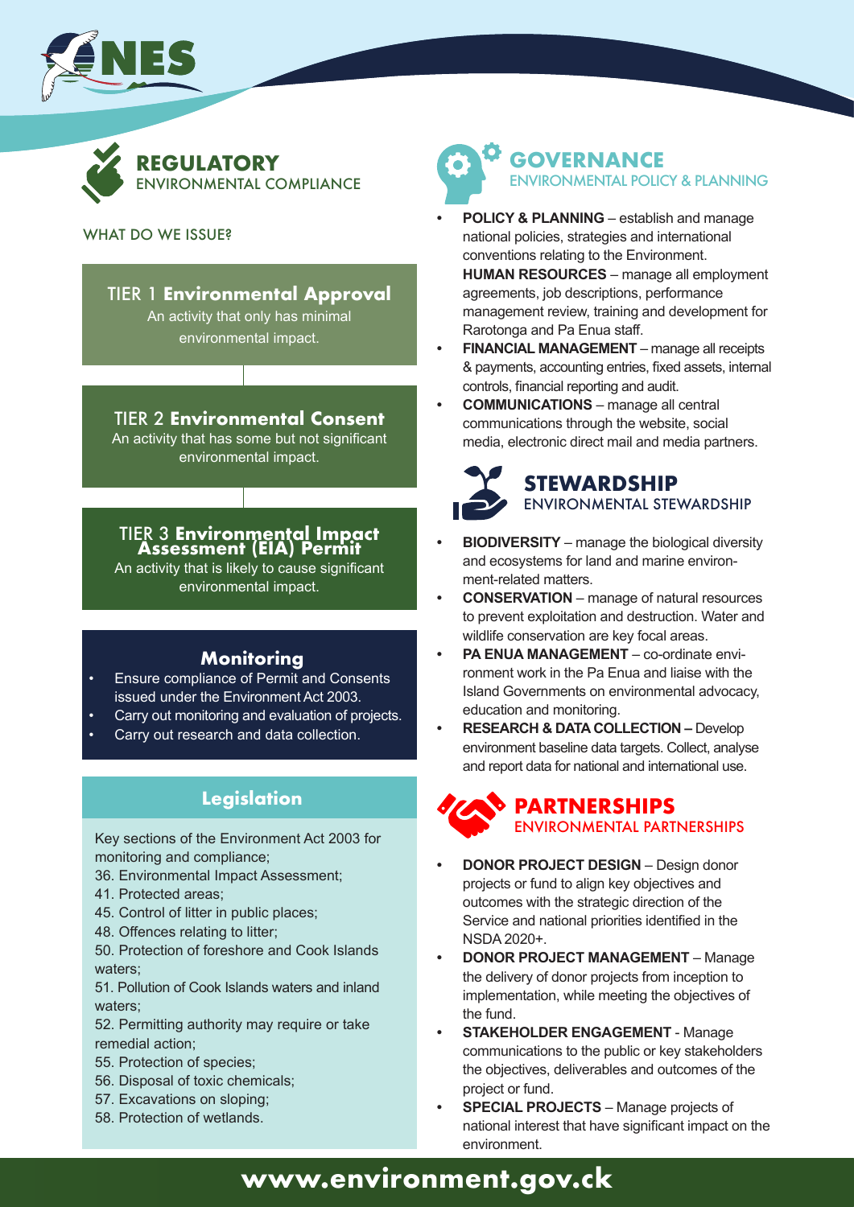NES

## REGULATORY
ENVIRONMENTAL COMPLIANCE

WHAT DO WE ISSUE?

**TIER 1 Environmental Approval**
An activity that only has minimal environmental impact.

**TIER 2 Environmental Consent**
An activity that has some but not significant environmental impact.

**TIER 3 Environmental Impact Assessment (EIA) Permit**
An activity that is likely to cause significant environmental impact.

### Monitoring

- Ensure compliance of Permit and Consents issued under the Environment Act 2003.
- Carry out monitoring and evaluation of projects.
- Carry out research and data collection.

### Legislation

Key sections of the Environment Act 2003 for monitoring and compliance;

36. Environmental Impact Assessment;
41. Protected areas;
45. Control of litter in public places;
48. Offences relating to litter;
50. Protection of foreshore and Cook Islands waters;
51. Pollution of Cook Islands waters and inland waters;
52. Permitting authority may require or take remedial action;
55. Protection of species;
56. Disposal of toxic chemicals;
57. Excavations on sloping;
58. Protection of wetlands.

## GOVERNANCE
ENVIRONMENTAL POLICY & PLANNING

- **POLICY & PLANNING** – establish and manage national policies, strategies and international conventions relating to the Environment.
  **HUMAN RESOURCES** – manage all employment agreements, job descriptions, performance management review, training and development for Rarotonga and Pa Enua staff.
- **FINANCIAL MANAGEMENT** – manage all receipts & payments, accounting entries, fixed assets, internal controls, financial reporting and audit.
- **COMMUNICATIONS** – manage all central communications through the website, social media, electronic direct mail and media partners.

## STEWARDSHIP
ENVIRONMENTAL STEWARDSHIP

- **BIODIVERSITY** – manage the biological diversity and ecosystems for land and marine environment-related matters.
- **CONSERVATION** – manage of natural resources to prevent exploitation and destruction. Water and wildlife conservation are key focal areas.
- **PA ENUA MANAGEMENT** – co-ordinate environment work in the Pa Enua and liaise with the Island Governments on environmental advocacy, education and monitoring.
- **RESEARCH & DATA COLLECTION –** Develop environment baseline data targets. Collect, analyse and report data for national and international use.

## PARTNERSHIPS
ENVIRONMENTAL PARTNERSHIPS

- **DONOR PROJECT DESIGN** – Design donor projects or fund to align key objectives and outcomes with the strategic direction of the Service and national priorities identified in the NSDA 2020+.
- **DONOR PROJECT MANAGEMENT** – Manage the delivery of donor projects from inception to implementation, while meeting the objectives of the fund.
- **STAKEHOLDER ENGAGEMENT** - Manage communications to the public or key stakeholders the objectives, deliverables and outcomes of the project or fund.
- **SPECIAL PROJECTS** – Manage projects of national interest that have significant impact on the environment.

**www.environment.gov.ck**